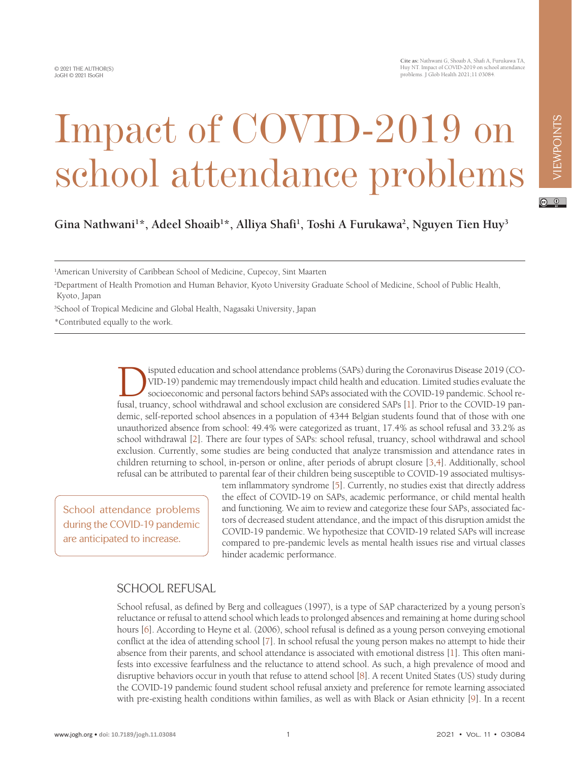# Impact of COVID-2019 on school attendance problems

**Gina Nathwani[1]*, Adeel Shoaib[1]*, Alliya Shafi[1], Toshi A Furukawa[2], Nguyen Tien Huy[3]**

[1]American University of Caribbean School of Medicine, Cupecoy, Sint Maarten

[2]Department of Health Promotion and Human Behavior, Kyoto University Graduate School of Medicine, School of Public Health, Kyoto, Japan

[3]School of Tropical Medicine and Global Health, Nagasaki University, Japan

*Contributed equally to the work.

Disputed education and school attendance problems (SAPs) during the Coronavirus Disease 2019 (COVID-19) pandemic may tremendously impact child health and education. Limited studies evaluate the socioeconomic and personal factors behind SAPs associated with the COVID-19 pandemic. School refusal, truancy, school withdrawal and school exclusion are considered SAPs [1]. Prior to the COVID-19 pandemic, self-reported school absences in a population of 4344 Belgian students found that of those with one unauthorized absence from school: 49.4% were categorized as truant, 17.4% as school refusal and 33.2% as school withdrawal [2]. There are four types of SAPs: school refusal, truancy, school withdrawal and school exclusion. Currently, some studies are being conducted that analyze transmission and attendance rates in children returning to school, in-person or online, after periods of abrupt closure [3,4]. Additionally, school refusal can be attributed to parental fear of their children being susceptible to COVID-19 associated multisystem inflammatory syndrome [5]. Currently, no studies exist that directly address the effect of COVID-19 on SAPs, academic performance, or child mental health and functioning. We aim to review and categorize these four SAPs, associated factors of decreased student attendance, and the impact of this disruption amidst the COVID-19 pandemic. We hypothesize that COVID-19 related SAPs will increase compared to pre-pandemic levels as mental health issues rise and virtual classes hinder academic performance.

> School attendance problems during the COVID-19 pandemic are anticipated to increase.

## SCHOOL REFUSAL

School refusal, as defined by Berg and colleagues (1997), is a type of SAP characterized by a young person's reluctance or refusal to attend school which leads to prolonged absences and remaining at home during school hours [6]. According to Heyne et al. (2006), school refusal is defined as a young person conveying emotional conflict at the idea of attending school [7]. In school refusal the young person makes no attempt to hide their absence from their parents, and school attendance is associated with emotional distress [1]. This often manifests into excessive fearfulness and the reluctance to attend school. As such, a high prevalence of mood and disruptive behaviors occur in youth that refuse to attend school [8]. A recent United States (US) study during the COVID-19 pandemic found student school refusal anxiety and preference for remote learning associated with pre-existing health conditions within families, as well as with Black or Asian ethnicity [9]. In a recent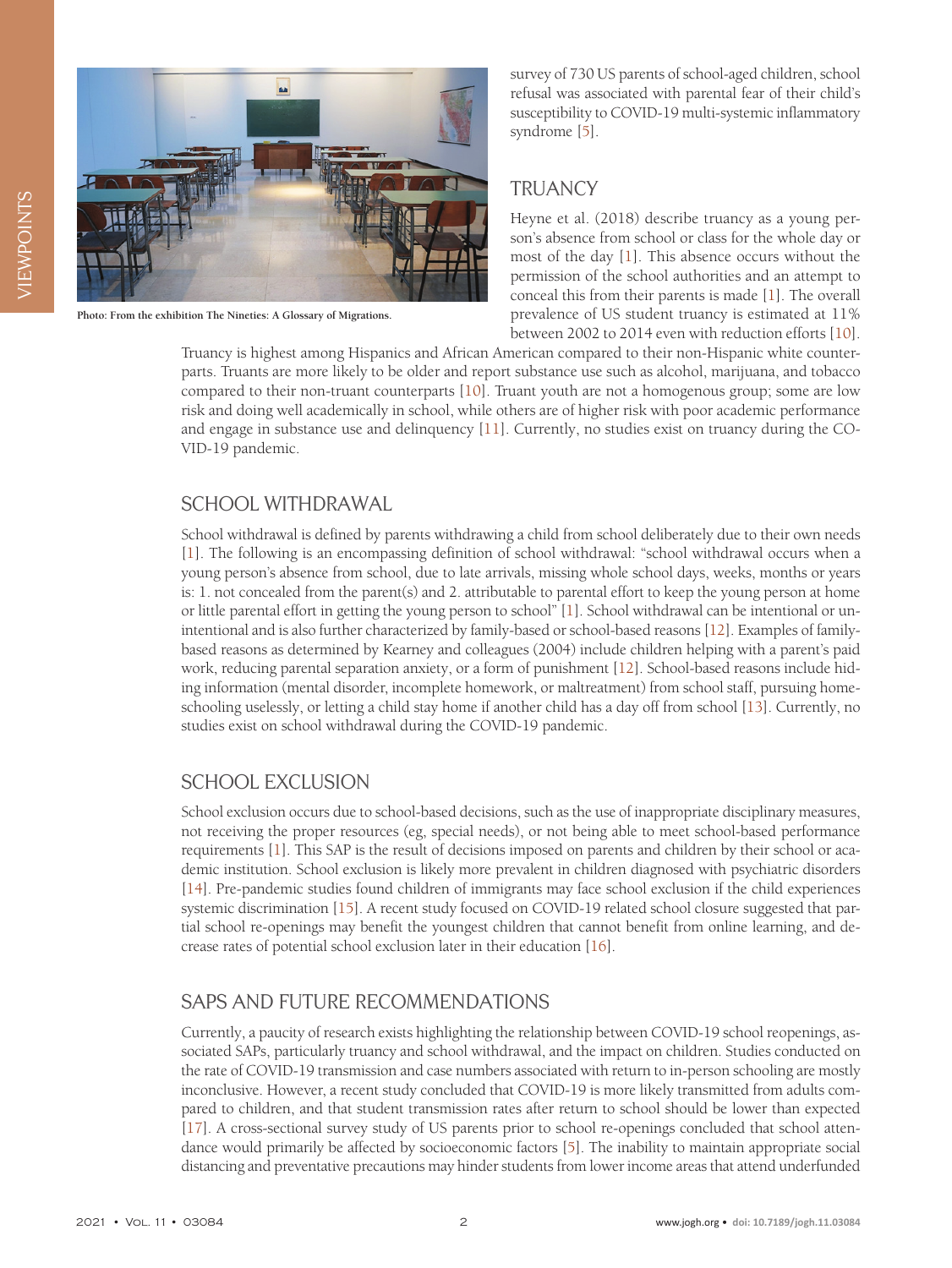Photo: From the exhibition The Nineties: A Glossary of Migrations.

survey of 730 US parents of school-aged children, school refusal was associated with parental fear of their child's susceptibility to COVID-19 multi-systemic inflammatory syndrome [5].

## TRUANCY

Heyne et al. (2018) describe truancy as a young person's absence from school or class for the whole day or most of the day [1]. This absence occurs without the permission of the school authorities and an attempt to conceal this from their parents is made [1]. The overall prevalence of US student truancy is estimated at 11% between 2002 to 2014 even with reduction efforts [10]. Truancy is highest among Hispanics and African American compared to their non-Hispanic white counterparts. Truants are more likely to be older and report substance use such as alcohol, marijuana, and tobacco compared to their non-truant counterparts [10]. Truant youth are not a homogenous group; some are low risk and doing well academically in school, while others are of higher risk with poor academic performance and engage in substance use and delinquency [11]. Currently, no studies exist on truancy during the COVID-19 pandemic.

## SCHOOL WITHDRAWAL

School withdrawal is defined by parents withdrawing a child from school deliberately due to their own needs [1]. The following is an encompassing definition of school withdrawal: "school withdrawal occurs when a young person's absence from school, due to late arrivals, missing whole school days, weeks, months or years is: 1. not concealed from the parent(s) and 2. attributable to parental effort to keep the young person at home or little parental effort in getting the young person to school" [1]. School withdrawal can be intentional or unintentional and is also further characterized by family-based or school-based reasons [12]. Examples of family-based reasons as determined by Kearney and colleagues (2004) include children helping with a parent's paid work, reducing parental separation anxiety, or a form of punishment [12]. School-based reasons include hiding information (mental disorder, incomplete homework, or maltreatment) from school staff, pursuing homeschooling uselessly, or letting a child stay home if another child has a day off from school [13]. Currently, no studies exist on school withdrawal during the COVID-19 pandemic.

## SCHOOL EXCLUSION

School exclusion occurs due to school-based decisions, such as the use of inappropriate disciplinary measures, not receiving the proper resources (eg, special needs), or not being able to meet school-based performance requirements [1]. This SAP is the result of decisions imposed on parents and children by their school or academic institution. School exclusion is likely more prevalent in children diagnosed with psychiatric disorders [14]. Pre-pandemic studies found children of immigrants may face school exclusion if the child experiences systemic discrimination [15]. A recent study focused on COVID-19 related school closure suggested that partial school re-openings may benefit the youngest children that cannot benefit from online learning, and decrease rates of potential school exclusion later in their education [16].

## SAPS AND FUTURE RECOMMENDATIONS

Currently, a paucity of research exists highlighting the relationship between COVID-19 school reopenings, associated SAPs, particularly truancy and school withdrawal, and the impact on children. Studies conducted on the rate of COVID-19 transmission and case numbers associated with return to in-person schooling are mostly inconclusive. However, a recent study concluded that COVID-19 is more likely transmitted from adults compared to children, and that student transmission rates after return to school should be lower than expected [17]. A cross-sectional survey study of US parents prior to school re-openings concluded that school attendance would primarily be affected by socioeconomic factors [5]. The inability to maintain appropriate social distancing and preventative precautions may hinder students from lower income areas that attend underfunded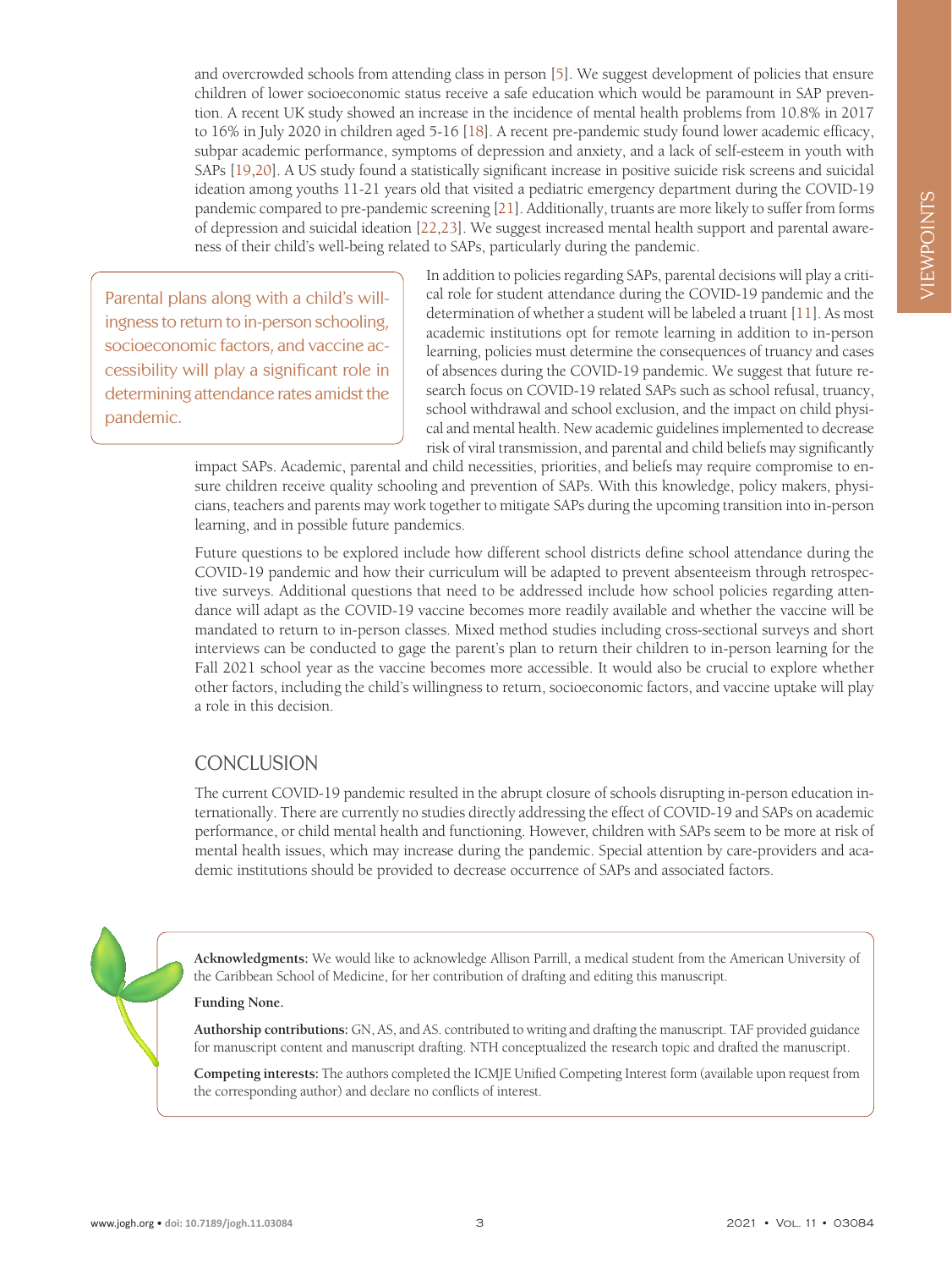and overcrowded schools from attending class in person [5]. We suggest development of policies that ensure children of lower socioeconomic status receive a safe education which would be paramount in SAP prevention. A recent UK study showed an increase in the incidence of mental health problems from 10.8% in 2017 to 16% in July 2020 in children aged 5-16 [18]. A recent pre-pandemic study found lower academic efficacy, subpar academic performance, symptoms of depression and anxiety, and a lack of self-esteem in youth with SAPs [19,20]. A US study found a statistically significant increase in positive suicide risk screens and suicidal ideation among youths 11-21 years old that visited a pediatric emergency department during the COVID-19 pandemic compared to pre-pandemic screening [21]. Additionally, truants are more likely to suffer from forms of depression and suicidal ideation [22,23]. We suggest increased mental health support and parental awareness of their child's well-being related to SAPs, particularly during the pandemic.

> Parental plans along with a child's willingness to return to in-person schooling, socioeconomic factors, and vaccine accessibility will play a significant role in determining attendance rates amidst the pandemic.

In addition to policies regarding SAPs, parental decisions will play a critical role for student attendance during the COVID-19 pandemic and the determination of whether a student will be labeled a truant [11]. As most academic institutions opt for remote learning in addition to in-person learning, policies must determine the consequences of truancy and cases of absences during the COVID-19 pandemic. We suggest that future research focus on COVID-19 related SAPs such as school refusal, truancy, school withdrawal and school exclusion, and the impact on child physical and mental health. New academic guidelines implemented to decrease risk of viral transmission, and parental and child beliefs may significantly impact SAPs. Academic, parental and child necessities, priorities, and beliefs may require compromise to ensure children receive quality schooling and prevention of SAPs. With this knowledge, policy makers, physicians, teachers and parents may work together to mitigate SAPs during the upcoming transition into in-person learning, and in possible future pandemics.

Future questions to be explored include how different school districts define school attendance during the COVID-19 pandemic and how their curriculum will be adapted to prevent absenteeism through retrospective surveys. Additional questions that need to be addressed include how school policies regarding attendance will adapt as the COVID-19 vaccine becomes more readily available and whether the vaccine will be mandated to return to in-person classes. Mixed method studies including cross-sectional surveys and short interviews can be conducted to gage the parent's plan to return their children to in-person learning for the Fall 2021 school year as the vaccine becomes more accessible. It would also be crucial to explore whether other factors, including the child's willingness to return, socioeconomic factors, and vaccine uptake will play a role in this decision.

## CONCLUSION

The current COVID-19 pandemic resulted in the abrupt closure of schools disrupting in-person education internationally. There are currently no studies directly addressing the effect of COVID-19 and SAPs on academic performance, or child mental health and functioning. However, children with SAPs seem to be more at risk of mental health issues, which may increase during the pandemic. Special attention by care-providers and academic institutions should be provided to decrease occurrence of SAPs and associated factors.

**Acknowledgments:** We would like to acknowledge Allison Parrill, a medical student from the American University of the Caribbean School of Medicine, for her contribution of drafting and editing this manuscript.

**Funding None.**

**Authorship contributions:** GN, AS, and AS. contributed to writing and drafting the manuscript. TAF provided guidance for manuscript content and manuscript drafting. NTH conceptualized the research topic and drafted the manuscript.

**Competing interests:** The authors completed the ICMJE Unified Competing Interest form (available upon request from the corresponding author) and declare no conflicts of interest.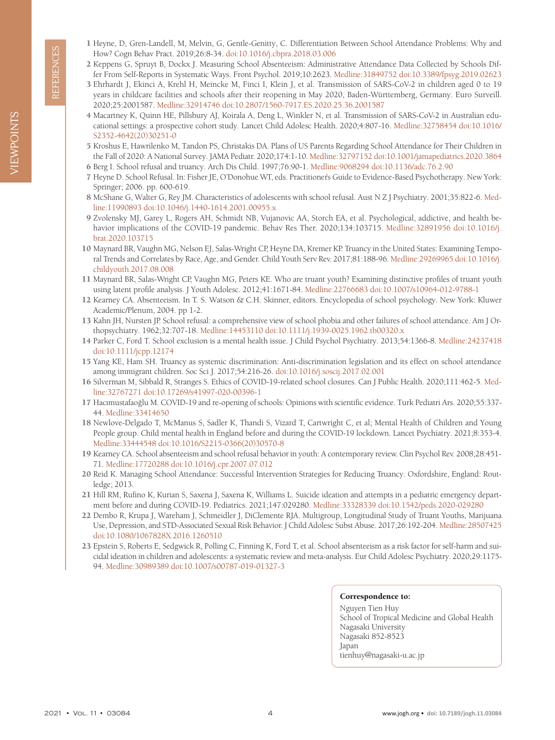## References

1. Heyne, D, Gren-Landell, M, Melvin, G, Gentle-Genitty, C. Differentiation Between School Attendance Problems: Why and How? Cogn Behav Pract. 2019;26:8-34. doi:10.1016/j.cbpra.2018.03.006
2. Keppens G, Spruyt B, Dockx J. Measuring School Absenteeism: Administrative Attendance Data Collected by Schools Differ From Self-Reports in Systematic Ways. Front Psychol. 2019;10:2623. Medline:31849752 doi:10.3389/fpsyg.2019.02623
3. Ehrhardt J, Ekinci A, Krehl H, Meincke M, Finci I, Klein J, et al. Transmission of SARS-CoV-2 in children aged 0 to 19 years in childcare facilities and schools after their reopening in May 2020, Baden-Württemberg, Germany. Euro Surveill. 2020;25:2001587. Medline:32914746 doi:10.2807/1560-7917.ES.2020.25.36.2001587
4. Macartney K, Quinn HE, Pillsbury AJ, Koirala A, Deng L, Winkler N, et al. Transmission of SARS-CoV-2 in Australian educational settings: a prospective cohort study. Lancet Child Adolesc Health. 2020;4:807-16. Medline:32758454 doi:10.1016/S2352-4642(20)30251-0
5. Kroshus E, Hawrilenko M, Tandon PS, Christakis DA. Plans of US Parents Regarding School Attendance for Their Children in the Fall of 2020: A National Survey. JAMA Pediatr. 2020;174:1-10. Medline:32797152 doi:10.1001/jamapediatrics.2020.3864
6. Berg I. School refusal and truancy. Arch Dis Child. 1997;76:90-1. Medline:9068294 doi:10.1136/adc.76.2.90
7. Heyne D. School Refusal. In: Fisher JE, O'Donohue WT, eds. Practitioner's Guide to Evidence-Based Psychotherapy. New York: Springer; 2006. pp. 600-619.
8. McShane G, Walter G, Rey JM. Characteristics of adolescents with school refusal. Aust N Z J Psychiatry. 2001;35:822-6. Medline:11990893 doi:10.1046/j.1440-1614.2001.00955.x
9. Zvolensky MJ, Garey L, Rogers AH, Schmidt NB, Vujanovic AA, Storch EA, et al. Psychological, addictive, and health behavior implications of the COVID-19 pandemic. Behav Res Ther. 2020;134:103715. Medline:32891956 doi:10.1016/j.brat.2020.103715
10. Maynard BR, Vaughn MG, Nelson EJ, Salas-Wright CP, Heyne DA, Kremer KP. Truancy in the United States: Examining Temporal Trends and Correlates by Race, Age, and Gender. Child Youth Serv Rev. 2017;81:188-96. Medline:29269965 doi:10.1016/j.childyouth.2017.08.008
11. Maynard BR, Salas-Wright CP, Vaughn MG, Peters KE. Who are truant youth? Examining distinctive profiles of truant youth using latent profile analysis. J Youth Adolesc. 2012;41:1671-84. Medline:22766683 doi:10.1007/s10964-012-9788-1
12. Kearney CA. Absenteeism. In T. S. Watson & C.H. Skinner, editors. Encyclopedia of school psychology. New York: Kluwer Academic/Plenum, 2004. pp 1-2.
13. Kahn JH, Nursten JP. School refusal: a comprehensive view of school phobia and other failures of school attendance. Am J Orthopsychiatry. 1962;32:707-18. Medline:14453110 doi:10.1111/j.1939-0025.1962.tb00320.x
14. Parker C, Ford T. School exclusion is a mental health issue. J Child Psychol Psychiatry. 2013;54:1366-8. Medline:24237418 doi:10.1111/jcpp.12174
15. Yang KE, Ham SH. Truancy as systemic discrimination: Anti-discrimination legislation and its effect on school attendance among immigrant children. Soc Sci J. 2017;54:216-26. doi:10.1016/j.soscij.2017.02.001
16. Silverman M, Sibbald R, Stranges S. Ethics of COVID-19-related school closures. Can J Public Health. 2020;111:462-5. Medline:32767271 doi:10.17269/s41997-020-00396-1
17. Hacımustafaoğlu M. COVID-19 and re-opening of schools: Opinions with scientific evidence. Turk Pediatri Ars. 2020;55:337-44. Medline:33414650
18. Newlove-Delgado T, McManus S, Sadler K, Thandi S, Vizard T, Cartwright C, et al; Mental Health of Children and Young People group. Child mental health in England before and during the COVID-19 lockdown. Lancet Psychiatry. 2021;8:353-4. Medline:33444548 doi:10.1016/S2215-0366(20)30570-8
19. Kearney CA. School absenteeism and school refusal behavior in youth: A contemporary review. Clin Psychol Rev. 2008;28:451-71. Medline:17720288 doi:10.1016/j.cpr.2007.07.012
20. Reid K. Managing School Attendance: Successful Intervention Strategies for Reducing Truancy. Oxfordshire, England: Routledge; 2013.
21. Hill RM, Rufino K, Kurian S, Saxena J, Saxena K, Williams L. Suicide ideation and attempts in a pediatric emergency department before and during COVID-19. Pediatrics. 2021;147:029280. Medline:33328339 doi:10.1542/peds.2020-029280
22. Dembo R, Krupa J, Wareham J, Schmeidler J, DiClemente RJA. Multigroup, Longitudinal Study of Truant Youths, Marijuana Use, Depression, and STD-Associated Sexual Risk Behavior. J Child Adolesc Subst Abuse. 2017;26:192-204. Medline:28507425 doi:10.1080/1067828X.2016.1260510
23. Epstein S, Roberts E, Sedgwick R, Polling C, Finning K, Ford T, et al. School absenteeism as a risk factor for self-harm and suicidal ideation in children and adolescents: a systematic review and meta-analysis. Eur Child Adolesc Psychiatry. 2020;29:1175-94. Medline:30989389 doi:10.1007/s00787-019-01327-3

**Correspondence to:**

Nguyen Tien Huy
School of Tropical Medicine and Global Health
Nagasaki University
Nagasaki 852-8523
Japan
tienhuy@nagasaki-u.ac.jp